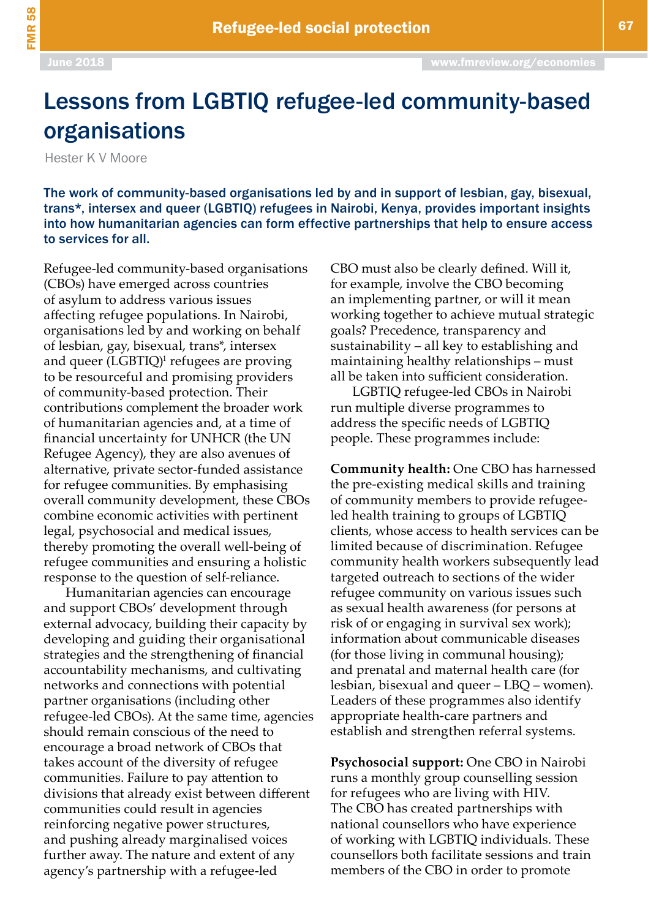# Lessons from LGBTIQ refugee-led community-based organisations

Hester K V Moore

**The work of community-based organisations led by and in support of lesbian, gay, bisexual, trans*, intersex and queer (LGBTIQ) refugees in Nairobi, Kenya, provides important insights into how humanitarian agencies can form effective partnerships that help to ensure access to services for all.**

Refugee-led community-based organisations (CBOs) have emerged across countries of asylum to address various issues affecting refugee populations. In Nairobi, organisations led by and working on behalf of lesbian, gay, bisexual, trans*, intersex and queer (LGBTIQ)[1] refugees are proving to be resourceful and promising providers of community-based protection. Their contributions complement the broader work of humanitarian agencies and, at a time of financial uncertainty for UNHCR (the UN Refugee Agency), they are also avenues of alternative, private sector-funded assistance for refugee communities. By emphasising overall community development, these CBOs combine economic activities with pertinent legal, psychosocial and medical issues, thereby promoting the overall well-being of refugee communities and ensuring a holistic response to the question of self-reliance.

Humanitarian agencies can encourage and support CBOs' development through external advocacy, building their capacity by developing and guiding their organisational strategies and the strengthening of financial accountability mechanisms, and cultivating networks and connections with potential partner organisations (including other refugee-led CBOs). At the same time, agencies should remain conscious of the need to encourage a broad network of CBOs that takes account of the diversity of refugee communities. Failure to pay attention to divisions that already exist between different communities could result in agencies reinforcing negative power structures, and pushing already marginalised voices further away. The nature and extent of any agency's partnership with a refugee-led CBO must also be clearly defined. Will it, for example, involve the CBO becoming an implementing partner, or will it mean working together to achieve mutual strategic goals? Precedence, transparency and sustainability – all key to establishing and maintaining healthy relationships – must all be taken into sufficient consideration.

LGBTIQ refugee-led CBOs in Nairobi run multiple diverse programmes to address the specific needs of LGBTIQ people. These programmes include:

**Community health:** One CBO has harnessed the pre-existing medical skills and training of community members to provide refugee-led health training to groups of LGBTIQ clients, whose access to health services can be limited because of discrimination. Refugee community health workers subsequently lead targeted outreach to sections of the wider refugee community on various issues such as sexual health awareness (for persons at risk of or engaging in survival sex work); information about communicable diseases (for those living in communal housing); and prenatal and maternal health care (for lesbian, bisexual and queer – LBQ – women). Leaders of these programmes also identify appropriate health-care partners and establish and strengthen referral systems.

**Psychosocial support:** One CBO in Nairobi runs a monthly group counselling session for refugees who are living with HIV. The CBO has created partnerships with national counsellors who have experience of working with LGBTIQ individuals. These counsellors both facilitate sessions and train members of the CBO in order to promote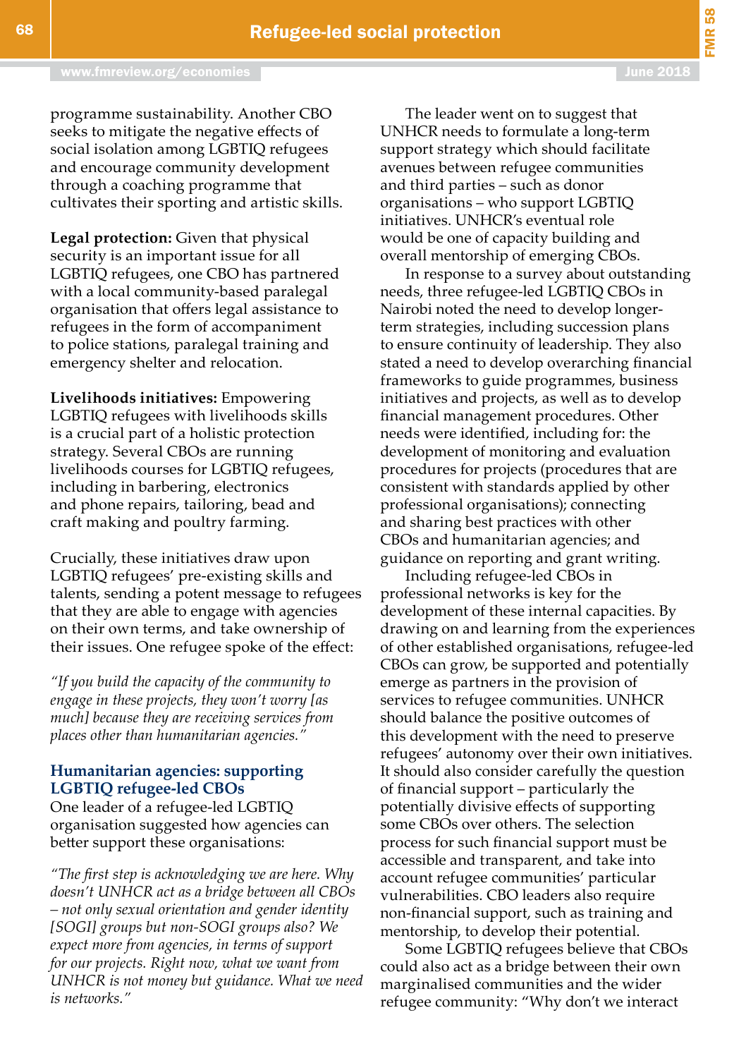programme sustainability. Another CBO seeks to mitigate the negative effects of social isolation among LGBTIQ refugees and encourage community development through a coaching programme that cultivates their sporting and artistic skills.

**Legal protection:** Given that physical security is an important issue for all LGBTIQ refugees, one CBO has partnered with a local community-based paralegal organisation that offers legal assistance to refugees in the form of accompaniment to police stations, paralegal training and emergency shelter and relocation.

**Livelihoods initiatives:** Empowering LGBTIQ refugees with livelihoods skills is a crucial part of a holistic protection strategy. Several CBOs are running livelihoods courses for LGBTIQ refugees, including in barbering, electronics and phone repairs, tailoring, bead and craft making and poultry farming.

Crucially, these initiatives draw upon LGBTIQ refugees' pre-existing skills and talents, sending a potent message to refugees that they are able to engage with agencies on their own terms, and take ownership of their issues. One refugee spoke of the effect:

*"If you build the capacity of the community to engage in these projects, they won't worry [as much] because they are receiving services from places other than humanitarian agencies."*

## Humanitarian agencies: supporting LGBTIQ refugee-led CBOs

One leader of a refugee-led LGBTIQ organisation suggested how agencies can better support these organisations:

*"The first step is acknowledging we are here. Why doesn't UNHCR act as a bridge between all CBOs – not only sexual orientation and gender identity [SOGI] groups but non-SOGI groups also? We expect more from agencies, in terms of support for our projects. Right now, what we want from UNHCR is not money but guidance. What we need is networks."*

The leader went on to suggest that UNHCR needs to formulate a long-term support strategy which should facilitate avenues between refugee communities and third parties – such as donor organisations – who support LGBTIQ initiatives. UNHCR's eventual role would be one of capacity building and overall mentorship of emerging CBOs.

In response to a survey about outstanding needs, three refugee-led LGBTIQ CBOs in Nairobi noted the need to develop longer-term strategies, including succession plans to ensure continuity of leadership. They also stated a need to develop overarching financial frameworks to guide programmes, business initiatives and projects, as well as to develop financial management procedures. Other needs were identified, including for: the development of monitoring and evaluation procedures for projects (procedures that are consistent with standards applied by other professional organisations); connecting and sharing best practices with other CBOs and humanitarian agencies; and guidance on reporting and grant writing.

Including refugee-led CBOs in professional networks is key for the development of these internal capacities. By drawing on and learning from the experiences of other established organisations, refugee-led CBOs can grow, be supported and potentially emerge as partners in the provision of services to refugee communities. UNHCR should balance the positive outcomes of this development with the need to preserve refugees' autonomy over their own initiatives. It should also consider carefully the question of financial support – particularly the potentially divisive effects of supporting some CBOs over others. The selection process for such financial support must be accessible and transparent, and take into account refugee communities' particular vulnerabilities. CBO leaders also require non-financial support, such as training and mentorship, to develop their potential.

Some LGBTIQ refugees believe that CBOs could also act as a bridge between their own marginalised communities and the wider refugee community: "Why don't we interact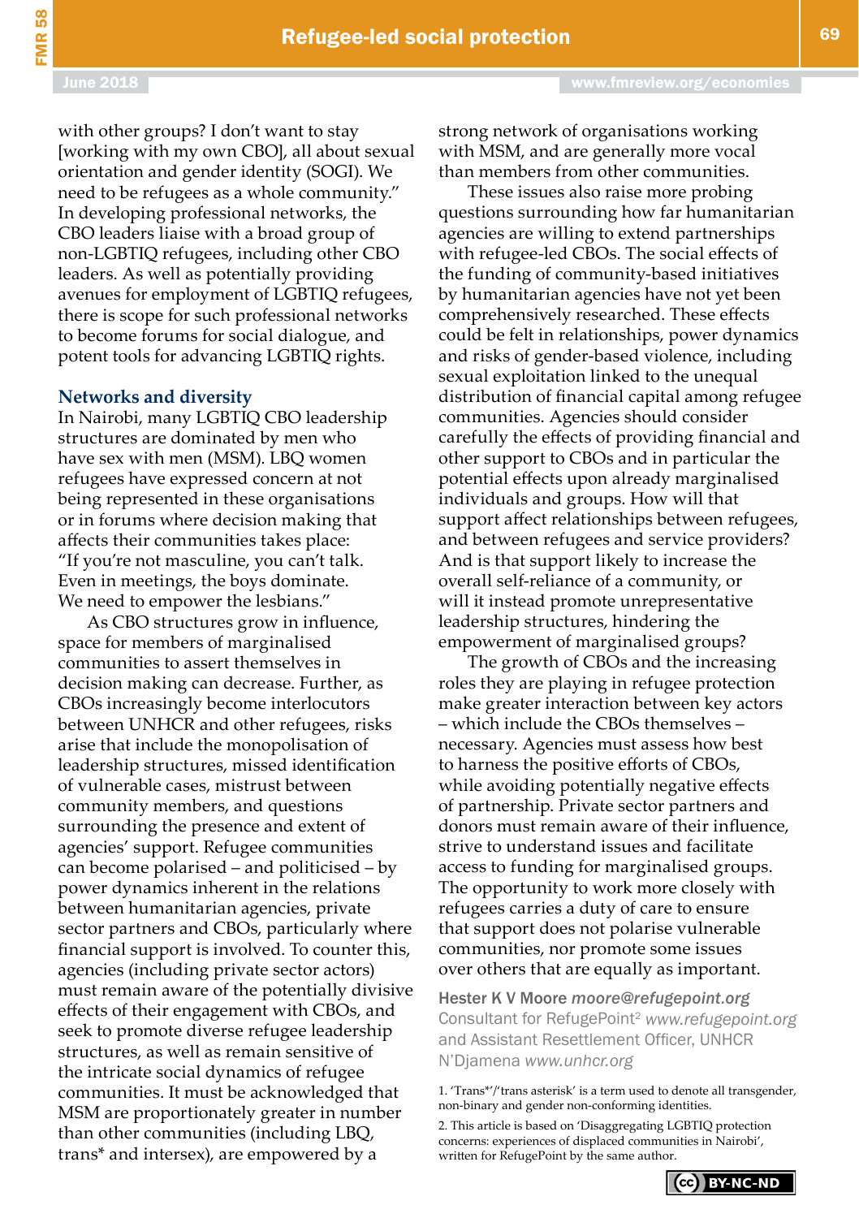with other groups? I don't want to stay [working with my own CBO], all about sexual orientation and gender identity (SOGI). We need to be refugees as a whole community." In developing professional networks, the CBO leaders liaise with a broad group of non-LGBTIQ refugees, including other CBO leaders. As well as potentially providing avenues for employment of LGBTIQ refugees, there is scope for such professional networks to become forums for social dialogue, and potent tools for advancing LGBTIQ rights.

## Networks and diversity

In Nairobi, many LGBTIQ CBO leadership structures are dominated by men who have sex with men (MSM). LBQ women refugees have expressed concern at not being represented in these organisations or in forums where decision making that affects their communities takes place: "If you're not masculine, you can't talk. Even in meetings, the boys dominate. We need to empower the lesbians."

As CBO structures grow in influence, space for members of marginalised communities to assert themselves in decision making can decrease. Further, as CBOs increasingly become interlocutors between UNHCR and other refugees, risks arise that include the monopolisation of leadership structures, missed identification of vulnerable cases, mistrust between community members, and questions surrounding the presence and extent of agencies' support. Refugee communities can become polarised – and politicised – by power dynamics inherent in the relations between humanitarian agencies, private sector partners and CBOs, particularly where financial support is involved. To counter this, agencies (including private sector actors) must remain aware of the potentially divisive effects of their engagement with CBOs, and seek to promote diverse refugee leadership structures, as well as remain sensitive of the intricate social dynamics of refugee communities. It must be acknowledged that MSM are proportionately greater in number than other communities (including LBQ, trans* and intersex), are empowered by a strong network of organisations working with MSM, and are generally more vocal than members from other communities.

These issues also raise more probing questions surrounding how far humanitarian agencies are willing to extend partnerships with refugee-led CBOs. The social effects of the funding of community-based initiatives by humanitarian agencies have not yet been comprehensively researched. These effects could be felt in relationships, power dynamics and risks of gender-based violence, including sexual exploitation linked to the unequal distribution of financial capital among refugee communities. Agencies should consider carefully the effects of providing financial and other support to CBOs and in particular the potential effects upon already marginalised individuals and groups. How will that support affect relationships between refugees, and between refugees and service providers? And is that support likely to increase the overall self-reliance of a community, or will it instead promote unrepresentative leadership structures, hindering the empowerment of marginalised groups?

The growth of CBOs and the increasing roles they are playing in refugee protection make greater interaction between key actors – which include the CBOs themselves – necessary. Agencies must assess how best to harness the positive efforts of CBOs, while avoiding potentially negative effects of partnership. Private sector partners and donors must remain aware of their influence, strive to understand issues and facilitate access to funding for marginalised groups. The opportunity to work more closely with refugees carries a duty of care to ensure that support does not polarise vulnerable communities, nor promote some issues over others that are equally as important.

**Hester K V Moore** *moore@refugepoint.org*
Consultant for RefugePoint[2] *www.refugepoint.org* and Assistant Resettlement Officer, UNHCR N'Djamena *www.unhcr.org*

1. 'Trans*'/'trans asterisk' is a term used to denote all transgender, non-binary and gender non-conforming identities.

2. This article is based on 'Disaggregating LGBTIQ protection concerns: experiences of displaced communities in Nairobi', written for RefugePoint by the same author.

CC BY-NC-ND